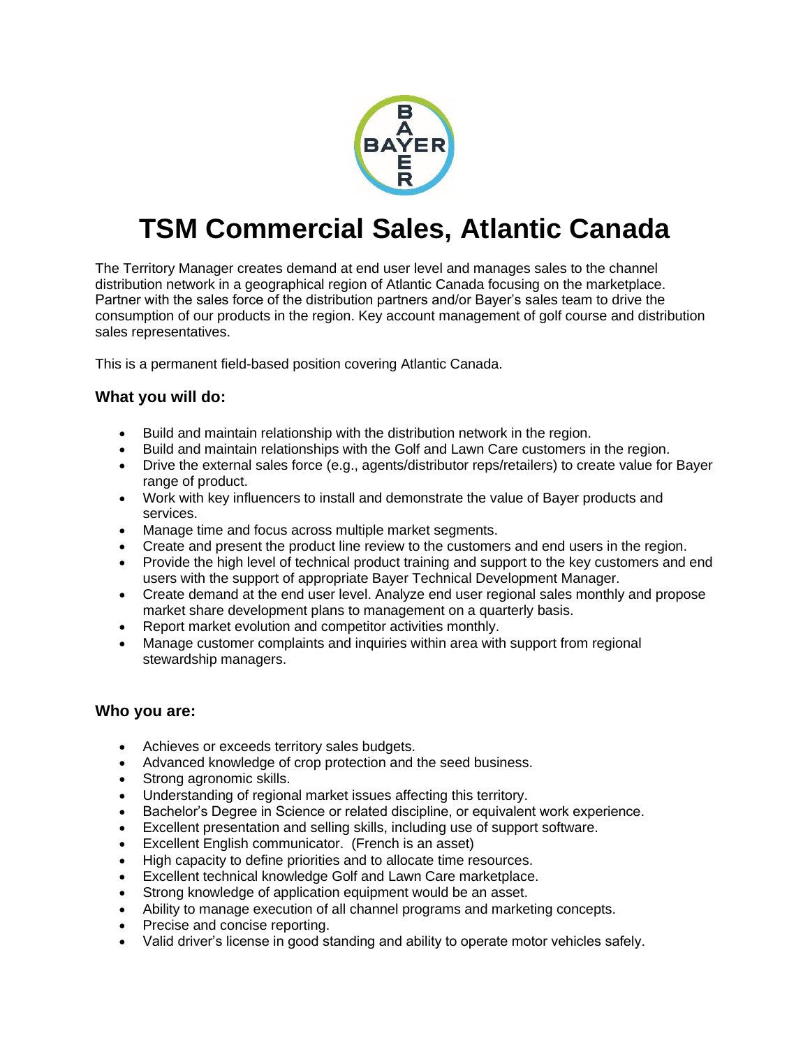# TSM Commercial Sales, Atlantic Canada

The Territory Manager creates demand at end user level and manages sales to the channel distribution network in a geographical region of Atlantic Canada focusing on the marketplace. Partner with the sales force of the distribution partners and/or Bayer's sales team to drive the consumption of our products in the region. Key account management of golf course and distribution sales representatives.

This is a permanent field-based position covering Atlantic Canada.

### What you will do:

- Build and maintain relationship with the distribution network in the region.
- Build and maintain relationships with the Golf and Lawn Care customers in the region.
- Drive the external sales force (e.g., agents/distributor reps/retailers) to create value for Bayer range of product.
- Work with key influencers to install and demonstrate the value of Bayer products and services.
- Manage time and focus across multiple market segments.
- Create and present the product line review to the customers and end users in the region.
- Provide the high level of technical product training and support to the key customers and end users with the support of appropriate Bayer Technical Development Manager.
- Create demand at the end user level. Analyze end user regional sales monthly and propose market share development plans to management on a quarterly basis.
- Report market evolution and competitor activities monthly.
- Manage customer complaints and inquiries within area with support from regional stewardship managers.

### Who you are:

- Achieves or exceeds territory sales budgets.
- Advanced knowledge of crop protection and the seed business.
- Strong agronomic skills.
- Understanding of regional market issues affecting this territory.
- Bachelor's Degree in Science or related discipline, or equivalent work experience.
- Excellent presentation and selling skills, including use of support software.
- Excellent English communicator. (French is an asset)
- High capacity to define priorities and to allocate time resources.
- Excellent technical knowledge Golf and Lawn Care marketplace.
- Strong knowledge of application equipment would be an asset.
- Ability to manage execution of all channel programs and marketing concepts.
- Precise and concise reporting.
- Valid driver's license in good standing and ability to operate motor vehicles safely.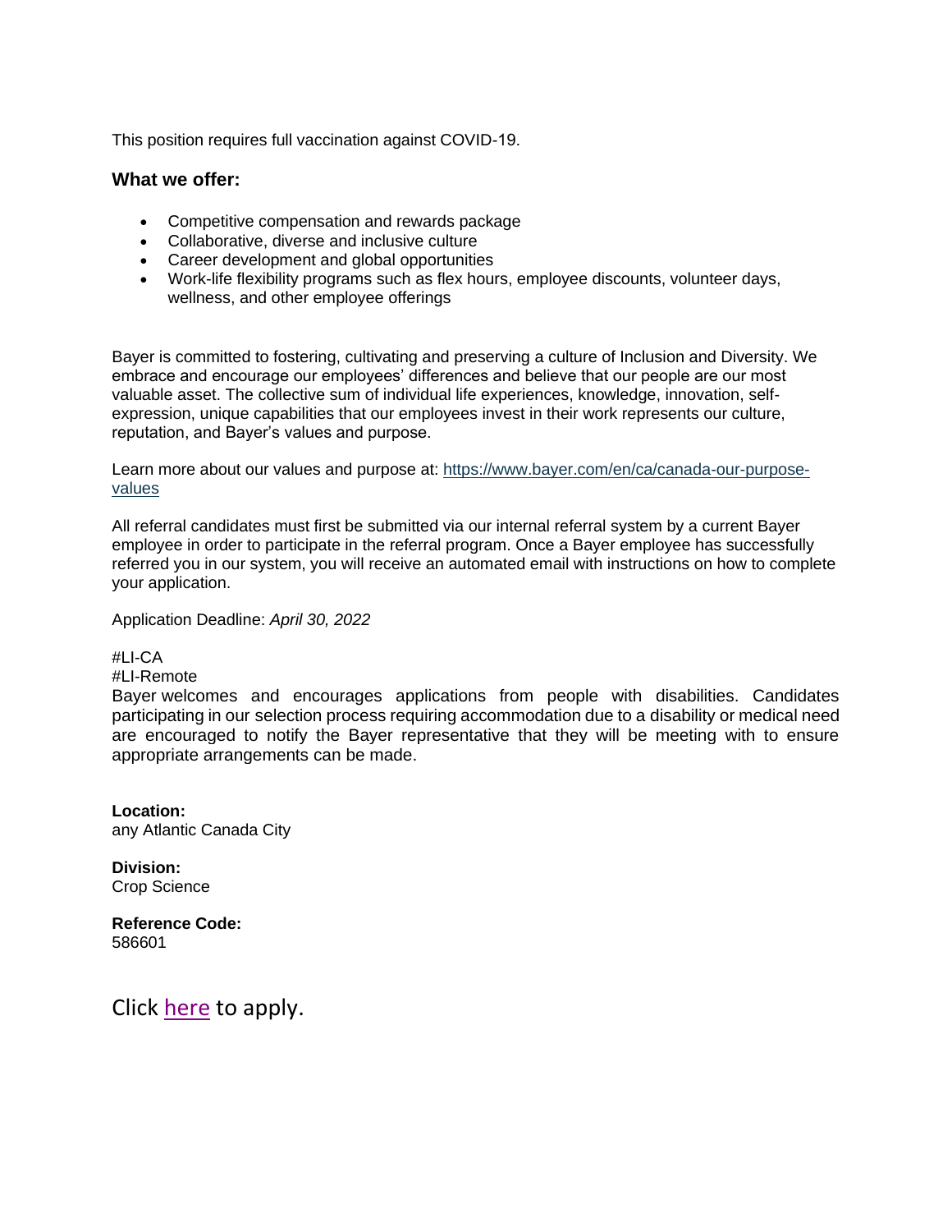This position requires full vaccination against COVID-19.

### What we offer:

- Competitive compensation and rewards package
- Collaborative, diverse and inclusive culture
- Career development and global opportunities
- Work-life flexibility programs such as flex hours, employee discounts, volunteer days, wellness, and other employee offerings

Bayer is committed to fostering, cultivating and preserving a culture of Inclusion and Diversity. We embrace and encourage our employees' differences and believe that our people are our most valuable asset. The collective sum of individual life experiences, knowledge, innovation, self-expression, unique capabilities that our employees invest in their work represents our culture, reputation, and Bayer's values and purpose.

Learn more about our values and purpose at: [https://www.bayer.com/en/ca/canada-our-purpose-values](https://www.bayer.com/en/ca/canada-our-purpose-values)

All referral candidates must first be submitted via our internal referral system by a current Bayer employee in order to participate in the referral program. Once a Bayer employee has successfully referred you in our system, you will receive an automated email with instructions on how to complete your application.

Application Deadline: *April 30, 2022*

#LI-CA
#LI-Remote
Bayer welcomes and encourages applications from people with disabilities. Candidates participating in our selection process requiring accommodation due to a disability or medical need are encouraged to notify the Bayer representative that they will be meeting with to ensure appropriate arrangements can be made.

**Location:**
any Atlantic Canada City

**Division:**
Crop Science

**Reference Code:**
586601

Click here to apply.